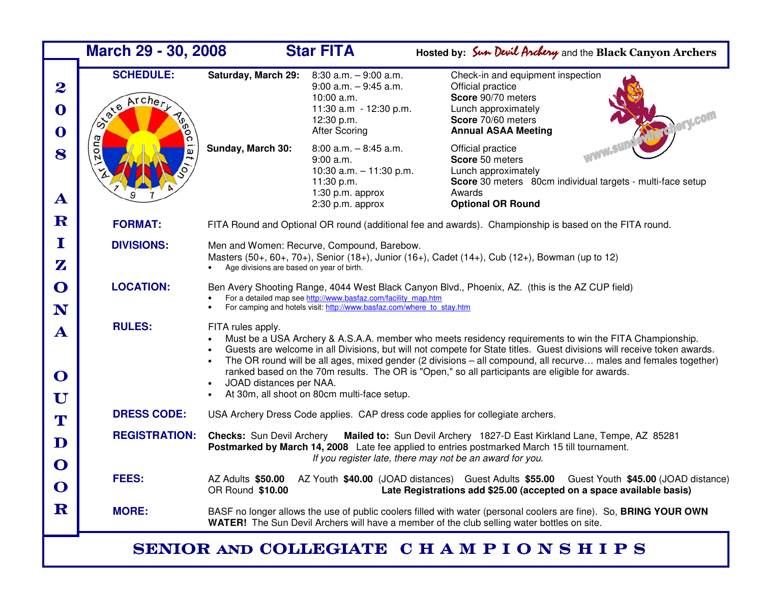# 2008 ARIZONA OUTDOOR

## March 29 - 30, 2008 — Star FITA

**Hosted by:** Sun Devil Archery and the **Black Canyon Archers**

**SCHEDULE:**

| Day | Time | Event |
|---|---|---|
| **Saturday, March 29:** | 8:30 a.m. – 9:00 a.m. | Check-in and equipment inspection |
| | 9:00 a.m. – 9:45 a.m. | Official practice |
| | 10:00 a.m. | **Score** 90/70 meters |
| | 11:30 a.m - 12:30 p.m. | Lunch approximately |
| | 12:30 p.m. | **Score** 70/60 meters |
| | After Scoring | **Annual ASAA Meeting** |
| **Sunday, March 30:** | 8:00 a.m. – 8:45 a.m. | Official practice |
| | 9:00 a.m. | **Score** 50 meters |
| | 10:30 a.m. – 11:30 p.m. | Lunch approximately |
| | 11:30 p.m. | **Score** 30 meters 80cm individual targets - multi-face setup |
| | 1:30 p.m. approx | Awards |
| | 2:30 p.m. approx | **Optional OR Round** |

www.sundevilarchery.com

**FORMAT:** FITA Round and Optional OR round (additional fee and awards). Championship is based on the FITA round.

**DIVISIONS:** Men and Women: Recurve, Compound, Barebow.
Masters (50+, 60+, 70+), Senior (18+), Junior (16+), Cadet (14+), Cub (12+), Bowman (up to 12)

- Age divisions are based on year of birth.

**LOCATION:** Ben Avery Shooting Range, 4044 West Black Canyon Blvd., Phoenix, AZ. (this is the AZ CUP field)

- For a detailed map see http://www.basfaz.com/facility_map.htm
- For camping and hotels visit: http://www.basfaz.com/where_to_stay.htm

**RULES:** FITA rules apply.

- Must be a USA Archery & A.S.A.A. member who meets residency requirements to win the FITA Championship.
- Guests are welcome in all Divisions, but will not compete for State titles. Guest divisions will receive token awards.
- The OR round will be all ages, mixed gender (2 divisions – all compound, all recurve… males and females together) ranked based on the 70m results. The OR is "Open," so all participants are eligible for awards.
- JOAD distances per NAA.
- At 30m, all shoot on 80cm multi-face setup.

**DRESS CODE:** USA Archery Dress Code applies. CAP dress code applies for collegiate archers.

**REGISTRATION:** **Checks:** Sun Devil Archery **Mailed to:** Sun Devil Archery 1827-D East Kirkland Lane, Tempe, AZ 85281
**Postmarked by March 14, 2008** Late fee applied to entries postmarked March 15 till tournament.
*If you register late, there may not be an award for you.*

**FEES:** AZ Adults **$50.00** AZ Youth **$40.00** (JOAD distances) Guest Adults **$55.00** Guest Youth **$45.00** (JOAD distance)
OR Round **$10.00** **Late Registrations add $25.00 (accepted on a space available basis)**

**MORE:** BASF no longer allows the use of public coolers filled with water (personal coolers are fine). So, **BRING YOUR OWN WATER!** The Sun Devil Archers will have a member of the club selling water bottles on site.

## SENIOR AND COLLEGIATE CHAMPIONSHIPS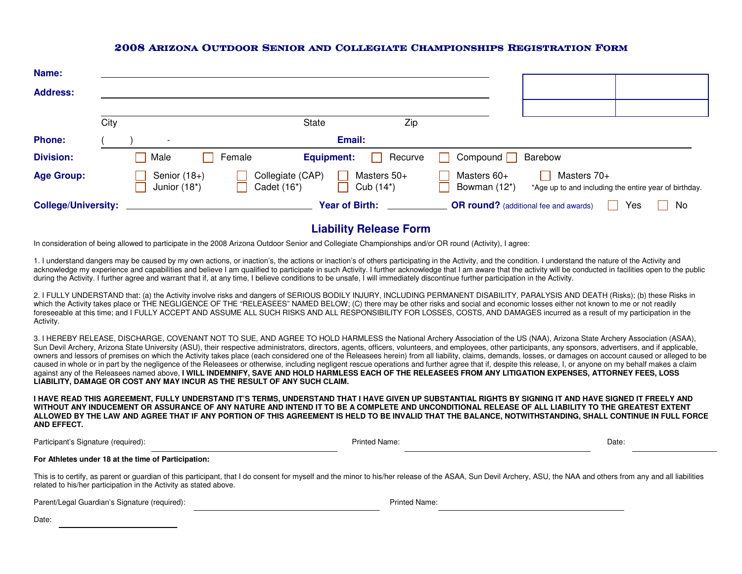# 2008 Arizona Outdoor Senior and Collegiate Championships Registration Form

**Name:** ______________________________

**Address:** ______________________________

______________________________

City State Zip

**Phone:** (    )    -    **Email:** ______________________________

**Division:** ☐ Male ☐ Female **Equipment:** ☐ Recurve ☐ Compound ☐ Barebow

**Age Group:** ☐ Senior (18+) ☐ Collegiate (CAP) ☐ Masters 50+ ☐ Masters 60+ ☐ Masters 70+
☐ Junior (18*) ☐ Cadet (16*) ☐ Cub (14*) ☐ Bowman (12*) *Age up to and including the entire year of birthday.

**College/University:** ______________________ **Year of Birth:** __________ **OR round?** (additional fee and awards) ☐ Yes ☐ No

## Liability Release Form

In consideration of being allowed to participate in the 2008 Arizona Outdoor Senior and Collegiate Championships and/or OR round (Activity), I agree:

1. I understand dangers may be caused by my own actions, or inaction's, the actions or inaction's of others participating in the Activity, and the condition. I understand the nature of the Activity and acknowledge my experience and capabilities and believe I am qualified to participate in such Activity. I further acknowledge that I am aware that the activity will be conducted in facilities open to the public during the Activity. I further agree and warrant that if, at any time, I believe conditions to be unsafe, I will immediately discontinue further participation in the Activity.

2. I FULLY UNDERSTAND that: (a) the Activity involve risks and dangers of SERIOUS BODILY INJURY, INCLUDING PERMANENT DISABILITY, PARALYSIS AND DEATH (Risks); (b) these Risks in which the Activity takes place or THE NEGLIGENCE OF THE "RELEASEES" NAMED BELOW; (C) there may be other risks and social and economic losses either not known to me or not readily foreseeable at this time; and I FULLY ACCEPT AND ASSUME ALL SUCH RISKS AND ALL RESPONSIBILITY FOR LOSSES, COSTS, AND DAMAGES incurred as a result of my participation in the Activity.

3. I HEREBY RELEASE, DISCHARGE, COVENANT NOT TO SUE, AND AGREE TO HOLD HARMLESS the National Archery Association of the US (NAA), Arizona State Archery Association (ASAA), Sun Devil Archery, Arizona State University (ASU), their respective administrators, directors, agents, officers, volunteers, and employees, other participants, any sponsors, advertisers, and if applicable, owners and lessors of premises on which the Activity takes place (each considered one of the Releasees herein) from all liability, claims, demands, losses, or damages on account caused or alleged to be caused in whole or in part by the negligence of the Releasees or otherwise, including negligent rescue operations and further agree that if, despite this release, I, or anyone on my behalf makes a claim against any of the Releasees named above, **I WILL INDEMNIFY, SAVE AND HOLD HARMLESS EACH OF THE RELEASEES FROM ANY LITIGATION EXPENSES, ATTORNEY FEES, LOSS LIABILITY, DAMAGE OR COST ANY MAY INCUR AS THE RESULT OF ANY SUCH CLAIM.**

**I HAVE READ THIS AGREEMENT, FULLY UNDERSTAND IT'S TERMS, UNDERSTAND THAT I HAVE GIVEN UP SUBSTANTIAL RIGHTS BY SIGNING IT AND HAVE SIGNED IT FREELY AND WITHOUT ANY INDUCEMENT OR ASSURANCE OF ANY NATURE AND INTEND IT TO BE A COMPLETE AND UNCONDITIONAL RELEASE OF ALL LIABILITY TO THE GREATEST EXTENT ALLOWED BY THE LAW AND AGREE THAT IF ANY PORTION OF THIS AGREEMENT IS HELD TO BE INVALID THAT THE BALANCE, NOTWITHSTANDING, SHALL CONTINUE IN FULL FORCE AND EFFECT.**

Participant's Signature (required): ______________________ Printed Name: ______________________ Date: __________

**For Athletes under 18 at the time of Participation:**

This is to certify, as parent or guardian of this participant, that I do consent for myself and the minor to his/her release of the ASAA, Sun Devil Archery, ASU, the NAA and others from any and all liabilities related to his/her participation in the Activity as stated above.

Parent/Legal Guardian's Signature (required): ______________________ Printed Name: ______________________

Date: __________